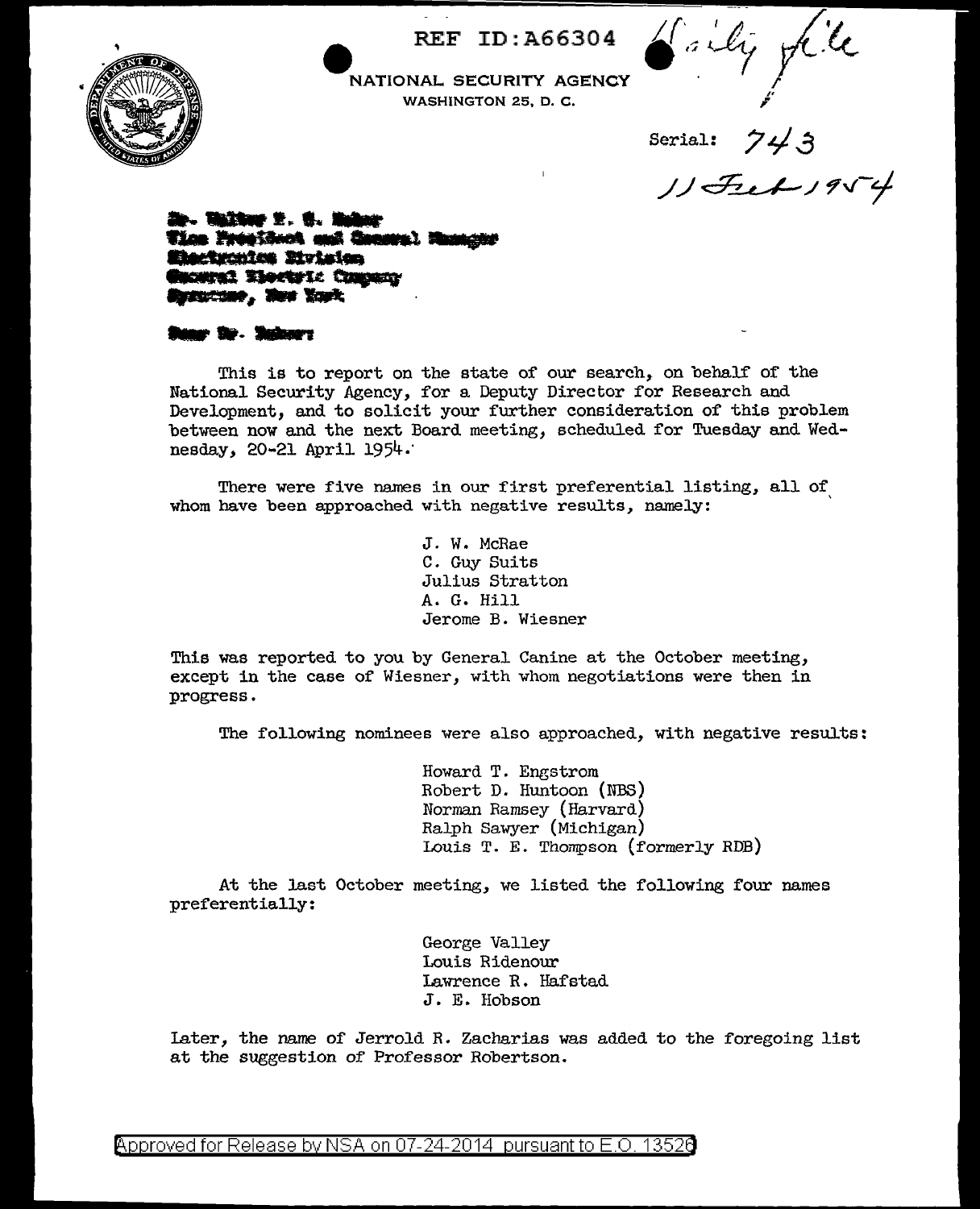NATIONAL SECURITY AGENCY
WASHINGTON 25, D. C.

Daily file

Serial: 743

11 Feb 1954

Dr. Walter R. G. Baker
Vice President and General Manager
Electronics Division
General Electric Company
Syracuse, New York

Dear Dr. Baker:

This is to report on the state of our search, on behalf of the National Security Agency, for a Deputy Director for Research and Development, and to solicit your further consideration of this problem between now and the next Board meeting, scheduled for Tuesday and Wednesday, 20-21 April 1954.

There were five names in our first preferential listing, all of whom have been approached with negative results, namely:

J. W. McRae
C. Guy Suits
Julius Stratton
A. G. Hill
Jerome B. Wiesner

This was reported to you by General Canine at the October meeting, except in the case of Wiesner, with whom negotiations were then in progress.

The following nominees were also approached, with negative results:

Howard T. Engstrom
Robert D. Huntoon (NBS)
Norman Ramsey (Harvard)
Ralph Sawyer (Michigan)
Louis T. E. Thompson (formerly RDB)

At the last October meeting, we listed the following four names preferentially:

George Valley
Louis Ridenour
Lawrence R. Hafstad
J. E. Hobson

Later, the name of Jerrold R. Zacharias was added to the foregoing list at the suggestion of Professor Robertson.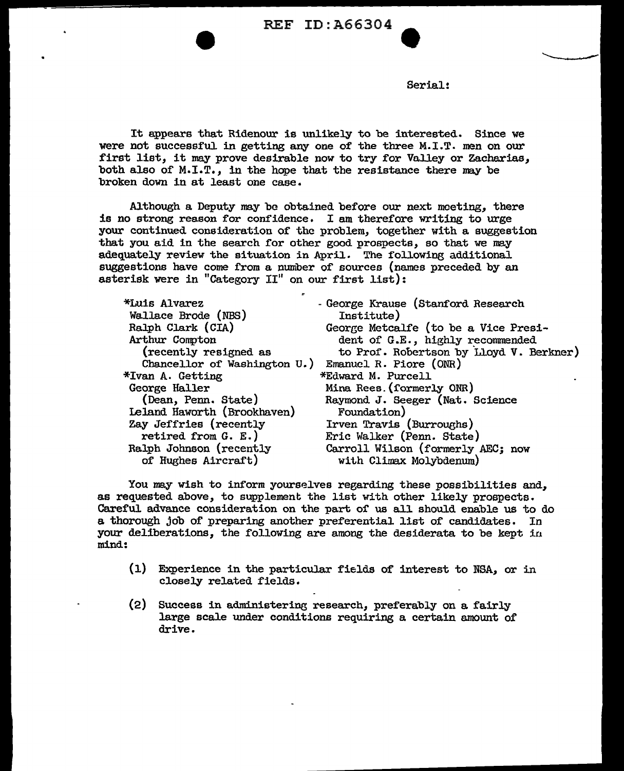REF ID:A66304

Serial:

It appears that Ridenour is unlikely to be interested. Since we were not successful in getting any one of the three M.I.T. men on our first list, it may prove desirable now to try for Valley or Zacharias, both also of M.I.T., in the hope that the resistance there may be broken down in at least one case.

Although a Deputy may be obtained before our next meeting, there is no strong reason for confidence. I am therefore writing to urge your continued consideration of the problem, together with a suggestion that you aid in the search for other good prospects, so that we may adequately review the situation in April. The following additional suggestions have come from a number of sources (names preceded by an asterisk were in "Category II" on our first list):

- *Luis Alvarez
- Wallace Brode (NBS)
- Ralph Clark (CIA)
- Arthur Compton (recently resigned as Chancellor of Washington U.)
- *Ivan A. Getting
- George Haller (Dean, Penn. State)
- Leland Haworth (Brookhaven)
- Zay Jeffries (recently retired from G. E.)
- Ralph Johnson (recently of Hughes Aircraft)
- George Krause (Stanford Research Institute)
- George Metcalfe (to be a Vice President of G.E., highly recommended to Prof. Robertson by Lloyd V. Berkner)
- Emanuel R. Piore (ONR)
- *Edward M. Purcell
- Mina Rees (formerly ONR)
- Raymond J. Seeger (Nat. Science Foundation)
- Irven Travis (Burroughs)
- Eric Walker (Penn. State)
- Carroll Wilson (formerly AEC; now with Climax Molybdenum)

You may wish to inform yourselves regarding these possibilities and, as requested above, to supplement the list with other likely prospects. Careful advance consideration on the part of us all should enable us to do a thorough job of preparing another preferential list of candidates. In your deliberations, the following are among the desiderata to be kept in mind:

(1) Experience in the particular fields of interest to NSA, or in closely related fields.

(2) Success in administering research, preferably on a fairly large scale under conditions requiring a certain amount of drive.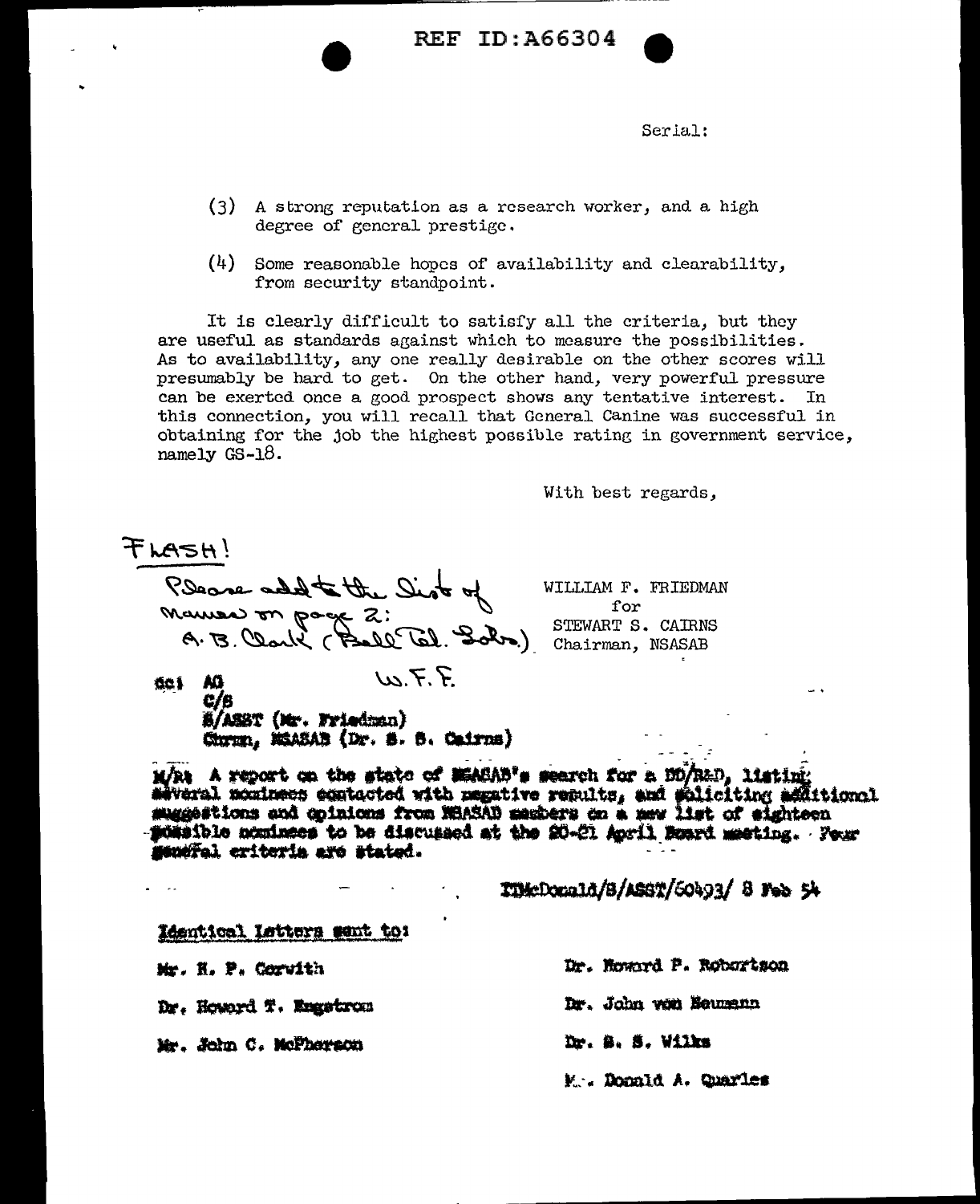REF ID:A66304

Serial:

(3) A strong reputation as a research worker, and a high degree of general prestige.

(4) Some reasonable hopes of availability and clearability, from security standpoint.

It is clearly difficult to satisfy all the criteria, but they are useful as standards against which to measure the possibilities. As to availability, any one really desirable on the other scores will presumably be hard to get. On the other hand, very powerful pressure can be exerted once a good prospect shows any tentative interest. In this connection, you will recall that General Canine was successful in obtaining for the job the highest possible rating in government service, namely GS-18.

With best regards,

FLASH!
Please add to the list of names on page 2:
A. B. Clark (Bell Tel. Labs.)
W.F.F.

WILLIAM F. FRIEDMAN
for
STEWART S. CAIRNS
Chairman, NSASAB

cc: AG
C/S
S/ASST (Mr. Friedman)
Chrmn, NSASAB (Dr. S. S. Cairns)

M/R: A report on the state of NSASAB's search for a DD/R&D, listing several nominees contacted with negative results, and soliciting additional suggestions and opinions from NSASAB members on a new list of eighteen possible nominees to be discussed at the 20-21 April Board meeting. Four general criteria are stated.

TDMcDonald/S/ASST/60493/ 8 Feb 54

Identical Letters sent to:

Mr. H. P. Corwith

Dr. Howard T. Engstrom

Mr. John C. McPherson

Dr. Howard P. Robertson

Dr. John von Neumann

Dr. S. S. Wilks

Mr. Donald A. Quarles